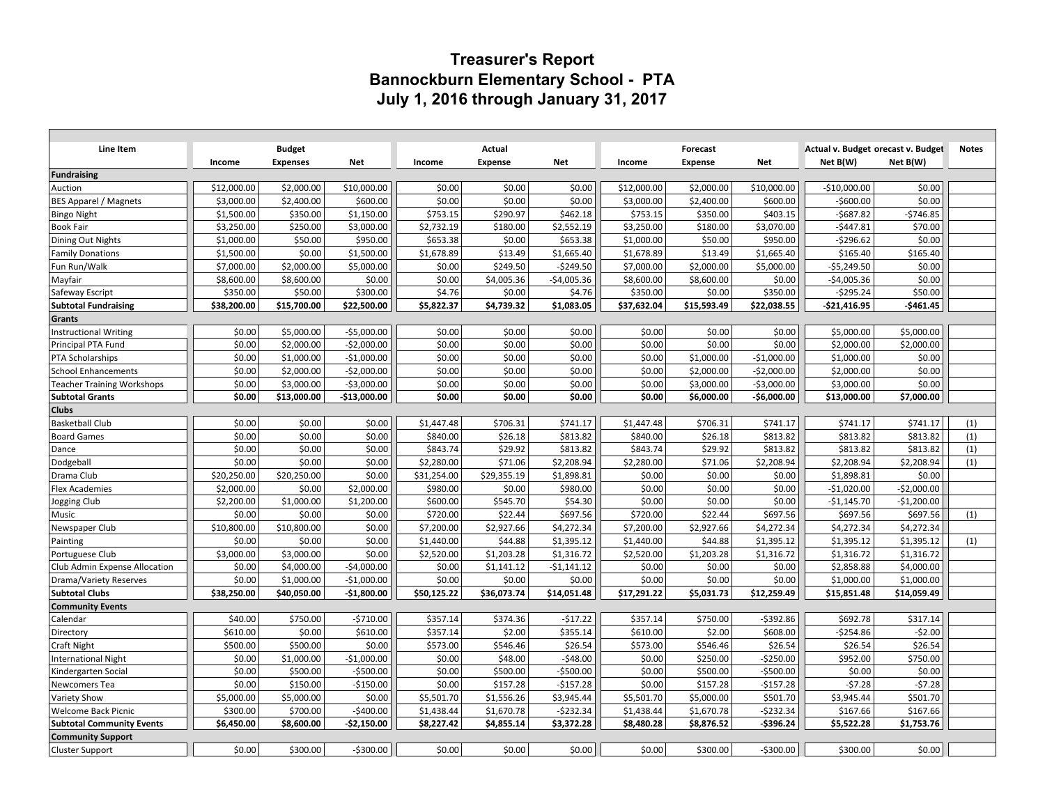# Treasurer's Report
## Bannockburn Elementary School - PTA
## July 1, 2016 through January 31, 2017

| Line Item | Budget | | | Actual | | | Forecast | | | Actual v. Budget | Forecast v. Budget | Notes |
|---|---|---|---|---|---|---|---|---|---|---|---|---|
| | Income | Expenses | Net | Income | Expense | Net | Income | Expense | Net | Net B(W) | Net B(W) | |
| **Fundraising** | | | | | | | | | | | | |
| Auction | $12,000.00 | $2,000.00 | $10,000.00 | $0.00 | $0.00 | $0.00 | $12,000.00 | $2,000.00 | $10,000.00 | -$10,000.00 | $0.00 | |
| BES Apparel / Magnets | $3,000.00 | $2,400.00 | $600.00 | $0.00 | $0.00 | $0.00 | $3,000.00 | $2,400.00 | $600.00 | -$600.00 | $0.00 | |
| Bingo Night | $1,500.00 | $350.00 | $1,150.00 | $753.15 | $290.97 | $462.18 | $753.15 | $350.00 | $403.15 | -$687.82 | -$746.85 | |
| Book Fair | $3,250.00 | $250.00 | $3,000.00 | $2,732.19 | $180.00 | $2,552.19 | $3,250.00 | $180.00 | $3,070.00 | -$447.81 | $70.00 | |
| Dining Out Nights | $1,000.00 | $50.00 | $950.00 | $653.38 | $0.00 | $653.38 | $1,000.00 | $50.00 | $950.00 | -$296.62 | $0.00 | |
| Family Donations | $1,500.00 | $0.00 | $1,500.00 | $1,678.89 | $13.49 | $1,665.40 | $1,678.89 | $13.49 | $1,665.40 | $165.40 | $165.40 | |
| Fun Run/Walk | $7,000.00 | $2,000.00 | $5,000.00 | $0.00 | $249.50 | -$249.50 | $7,000.00 | $2,000.00 | $5,000.00 | -$5,249.50 | $0.00 | |
| Mayfair | $8,600.00 | $8,600.00 | $0.00 | $0.00 | $4,005.36 | -$4,005.36 | $8,600.00 | $8,600.00 | $0.00 | -$4,005.36 | $0.00 | |
| Safeway Escript | $350.00 | $50.00 | $300.00 | $4.76 | $0.00 | $4.76 | $350.00 | $0.00 | $350.00 | -$295.24 | $50.00 | |
| **Subtotal Fundraising** | **$38,200.00** | **$15,700.00** | **$22,500.00** | **$5,822.37** | **$4,739.32** | **$1,083.05** | **$37,632.04** | **$15,593.49** | **$22,038.55** | **-$21,416.95** | **-$461.45** | |
| **Grants** | | | | | | | | | | | | |
| Instructional Writing | $0.00 | $5,000.00 | -$5,000.00 | $0.00 | $0.00 | $0.00 | $0.00 | $0.00 | $0.00 | $5,000.00 | $5,000.00 | |
| Principal PTA Fund | $0.00 | $2,000.00 | -$2,000.00 | $0.00 | $0.00 | $0.00 | $0.00 | $0.00 | $0.00 | $2,000.00 | $2,000.00 | |
| PTA Scholarships | $0.00 | $1,000.00 | -$1,000.00 | $0.00 | $0.00 | $0.00 | $0.00 | $1,000.00 | -$1,000.00 | $1,000.00 | $0.00 | |
| School Enhancements | $0.00 | $2,000.00 | -$2,000.00 | $0.00 | $0.00 | $0.00 | $0.00 | $2,000.00 | -$2,000.00 | $2,000.00 | $0.00 | |
| Teacher Training Workshops | $0.00 | $3,000.00 | -$3,000.00 | $0.00 | $0.00 | $0.00 | $0.00 | $3,000.00 | -$3,000.00 | $3,000.00 | $0.00 | |
| **Subtotal Grants** | **$0.00** | **$13,000.00** | **-$13,000.00** | **$0.00** | **$0.00** | **$0.00** | **$0.00** | **$6,000.00** | **-$6,000.00** | **$13,000.00** | **$7,000.00** | |
| **Clubs** | | | | | | | | | | | | |
| Basketball Club | $0.00 | $0.00 | $0.00 | $1,447.48 | $706.31 | $741.17 | $1,447.48 | $706.31 | $741.17 | $741.17 | $741.17 | (1) |
| Board Games | $0.00 | $0.00 | $0.00 | $840.00 | $26.18 | $813.82 | $840.00 | $26.18 | $813.82 | $813.82 | $813.82 | (1) |
| Dance | $0.00 | $0.00 | $0.00 | $843.74 | $29.92 | $813.82 | $843.74 | $29.92 | $813.82 | $813.82 | $813.82 | (1) |
| Dodgeball | $0.00 | $0.00 | $0.00 | $2,280.00 | $71.06 | $2,208.94 | $2,280.00 | $71.06 | $2,208.94 | $2,208.94 | $2,208.94 | (1) |
| Drama Club | $20,250.00 | $20,250.00 | $0.00 | $31,254.00 | $29,355.19 | $1,898.81 | $0.00 | $0.00 | $0.00 | $1,898.81 | $0.00 | |
| Flex Academies | $2,000.00 | $0.00 | $2,000.00 | $980.00 | $0.00 | $980.00 | $0.00 | $0.00 | $0.00 | -$1,020.00 | -$2,000.00 | |
| Jogging Club | $2,200.00 | $1,000.00 | $1,200.00 | $600.00 | $545.70 | $54.30 | $0.00 | $0.00 | $0.00 | -$1,145.70 | -$1,200.00 | |
| Music | $0.00 | $0.00 | $0.00 | $720.00 | $22.44 | $697.56 | $720.00 | $22.44 | $697.56 | $697.56 | $697.56 | (1) |
| Newspaper Club | $10,800.00 | $10,800.00 | $0.00 | $7,200.00 | $2,927.66 | $4,272.34 | $7,200.00 | $2,927.66 | $4,272.34 | $4,272.34 | $4,272.34 | |
| Painting | $0.00 | $0.00 | $0.00 | $1,440.00 | $44.88 | $1,395.12 | $1,440.00 | $44.88 | $1,395.12 | $1,395.12 | $1,395.12 | (1) |
| Portuguese Club | $3,000.00 | $3,000.00 | $0.00 | $2,520.00 | $1,203.28 | $1,316.72 | $2,520.00 | $1,203.28 | $1,316.72 | $1,316.72 | $1,316.72 | |
| Club Admin Expense Allocation | $0.00 | $4,000.00 | -$4,000.00 | $0.00 | $1,141.12 | -$1,141.12 | $0.00 | $0.00 | $0.00 | $2,858.88 | $4,000.00 | |
| Drama/Variety Reserves | $0.00 | $1,000.00 | -$1,000.00 | $0.00 | $0.00 | $0.00 | $0.00 | $0.00 | $0.00 | $1,000.00 | $1,000.00 | |
| **Subtotal Clubs** | **$38,250.00** | **$40,050.00** | **-$1,800.00** | **$50,125.22** | **$36,073.74** | **$14,051.48** | **$17,291.22** | **$5,031.73** | **$12,259.49** | **$15,851.48** | **$14,059.49** | |
| **Community Events** | | | | | | | | | | | | |
| Calendar | $40.00 | $750.00 | -$710.00 | $357.14 | $374.36 | -$17.22 | $357.14 | $750.00 | -$392.86 | $692.78 | $317.14 | |
| Directory | $610.00 | $0.00 | $610.00 | $357.14 | $2.00 | $355.14 | $610.00 | $2.00 | $608.00 | -$254.86 | -$2.00 | |
| Craft Night | $500.00 | $500.00 | $0.00 | $573.00 | $546.46 | $26.54 | $573.00 | $546.46 | $26.54 | $26.54 | $26.54 | |
| International Night | $0.00 | $1,000.00 | -$1,000.00 | $0.00 | $48.00 | -$48.00 | $0.00 | $250.00 | -$250.00 | $952.00 | $750.00 | |
| Kindergarten Social | $0.00 | $500.00 | -$500.00 | $0.00 | $500.00 | -$500.00 | $0.00 | $500.00 | -$500.00 | $0.00 | $0.00 | |
| Newcomers Tea | $0.00 | $150.00 | -$150.00 | $0.00 | $157.28 | -$157.28 | $0.00 | $157.28 | -$157.28 | -$7.28 | -$7.28 | |
| Variety Show | $5,000.00 | $5,000.00 | $0.00 | $5,501.70 | $1,556.26 | $3,945.44 | $5,501.70 | $5,000.00 | $501.70 | $3,945.44 | $501.70 | |
| Welcome Back Picnic | $300.00 | $700.00 | -$400.00 | $1,438.44 | $1,670.78 | -$232.34 | $1,438.44 | $1,670.78 | -$232.34 | $167.66 | $167.66 | |
| **Subtotal Community Events** | **$6,450.00** | **$8,600.00** | **-$2,150.00** | **$8,227.42** | **$4,855.14** | **$3,372.28** | **$8,480.28** | **$8,876.52** | **-$396.24** | **$5,522.28** | **$1,753.76** | |
| **Community Support** | | | | | | | | | | | | |
| Cluster Support | $0.00 | $300.00 | -$300.00 | $0.00 | $0.00 | $0.00 | $0.00 | $300.00 | -$300.00 | $300.00 | $0.00 | |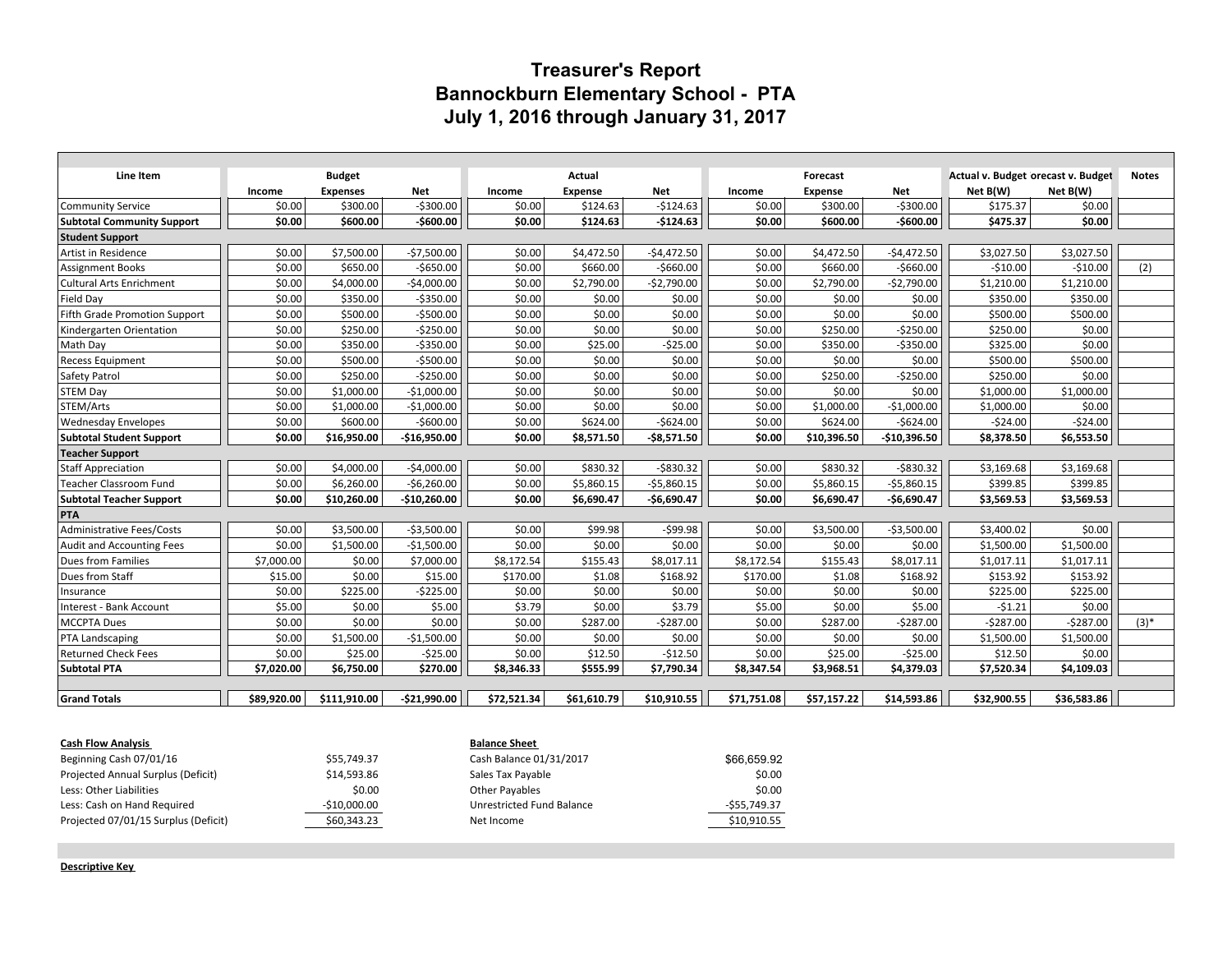# Treasurer's Report
## Bannockburn Elementary School - PTA
## July 1, 2016 through January 31, 2017

| Line Item | Budget | | | Actual | | | Forecast | | | Actual v. Budget | orecast v. Budget | Notes |
|---|---|---|---|---|---|---|---|---|---|---|---|---|
| | Income | Expenses | Net | Income | Expense | Net | Income | Expense | Net | Net B(W) | Net B(W) | |
| Community Service | $0.00 | $300.00 | -$300.00 | $0.00 | $124.63 | -$124.63 | $0.00 | $300.00 | -$300.00 | $175.37 | $0.00 | |
| **Subtotal Community Support** | **$0.00** | **$600.00** | **-$600.00** | **$0.00** | **$124.63** | **-$124.63** | **$0.00** | **$600.00** | **-$600.00** | **$475.37** | **$0.00** | |
| **Student Support** | | | | | | | | | | | | |
| Artist in Residence | $0.00 | $7,500.00 | -$7,500.00 | $0.00 | $4,472.50 | -$4,472.50 | $0.00 | $4,472.50 | -$4,472.50 | $3,027.50 | $3,027.50 | |
| Assignment Books | $0.00 | $650.00 | -$650.00 | $0.00 | $660.00 | -$660.00 | $0.00 | $660.00 | -$660.00 | -$10.00 | -$10.00 | (2) |
| Cultural Arts Enrichment | $0.00 | $4,000.00 | -$4,000.00 | $0.00 | $2,790.00 | -$2,790.00 | $0.00 | $2,790.00 | -$2,790.00 | $1,210.00 | $1,210.00 | |
| Field Day | $0.00 | $350.00 | -$350.00 | $0.00 | $0.00 | $0.00 | $0.00 | $0.00 | $0.00 | $350.00 | $350.00 | |
| Fifth Grade Promotion Support | $0.00 | $500.00 | -$500.00 | $0.00 | $0.00 | $0.00 | $0.00 | $0.00 | $0.00 | $500.00 | $500.00 | |
| Kindergarten Orientation | $0.00 | $250.00 | -$250.00 | $0.00 | $0.00 | $0.00 | $0.00 | $250.00 | -$250.00 | $250.00 | $0.00 | |
| Math Day | $0.00 | $350.00 | -$350.00 | $0.00 | $25.00 | -$25.00 | $0.00 | $350.00 | -$350.00 | $325.00 | $0.00 | |
| Recess Equipment | $0.00 | $500.00 | -$500.00 | $0.00 | $0.00 | $0.00 | $0.00 | $0.00 | $0.00 | $500.00 | $500.00 | |
| Safety Patrol | $0.00 | $250.00 | -$250.00 | $0.00 | $0.00 | $0.00 | $0.00 | $250.00 | -$250.00 | $250.00 | $0.00 | |
| STEM Day | $0.00 | $1,000.00 | -$1,000.00 | $0.00 | $0.00 | $0.00 | $0.00 | $0.00 | $0.00 | $1,000.00 | $1,000.00 | |
| STEM/Arts | $0.00 | $1,000.00 | -$1,000.00 | $0.00 | $0.00 | $0.00 | $0.00 | $1,000.00 | -$1,000.00 | $1,000.00 | $0.00 | |
| Wednesday Envelopes | $0.00 | $600.00 | -$600.00 | $0.00 | $624.00 | -$624.00 | $0.00 | $624.00 | -$624.00 | -$24.00 | -$24.00 | |
| **Subtotal Student Support** | **$0.00** | **$16,950.00** | **-$16,950.00** | **$0.00** | **$8,571.50** | **-$8,571.50** | **$0.00** | **$10,396.50** | **-$10,396.50** | **$8,378.50** | **$6,553.50** | |
| **Teacher Support** | | | | | | | | | | | | |
| Staff Appreciation | $0.00 | $4,000.00 | -$4,000.00 | $0.00 | $830.32 | -$830.32 | $0.00 | $830.32 | -$830.32 | $3,169.68 | $3,169.68 | |
| Teacher Classroom Fund | $0.00 | $6,260.00 | -$6,260.00 | $0.00 | $5,860.15 | -$5,860.15 | $0.00 | $5,860.15 | -$5,860.15 | $399.85 | $399.85 | |
| **Subtotal Teacher Support** | **$0.00** | **$10,260.00** | **-$10,260.00** | **$0.00** | **$6,690.47** | **-$6,690.47** | **$0.00** | **$6,690.47** | **-$6,690.47** | **$3,569.53** | **$3,569.53** | |
| **PTA** | | | | | | | | | | | | |
| Administrative Fees/Costs | $0.00 | $3,500.00 | -$3,500.00 | $0.00 | $99.98 | -$99.98 | $0.00 | $3,500.00 | -$3,500.00 | $3,400.02 | $0.00 | |
| Audit and Accounting Fees | $0.00 | $1,500.00 | -$1,500.00 | $0.00 | $0.00 | $0.00 | $0.00 | $0.00 | $0.00 | $1,500.00 | $1,500.00 | |
| Dues from Families | $7,000.00 | $0.00 | $7,000.00 | $8,172.54 | $155.43 | $8,017.11 | $8,172.54 | $155.43 | $8,017.11 | $1,017.11 | $1,017.11 | |
| Dues from Staff | $15.00 | $0.00 | $15.00 | $170.00 | $1.08 | $168.92 | $170.00 | $1.08 | $168.92 | $153.92 | $153.92 | |
| Insurance | $0.00 | $225.00 | -$225.00 | $0.00 | $0.00 | $0.00 | $0.00 | $0.00 | $0.00 | $225.00 | $225.00 | |
| Interest - Bank Account | $5.00 | $0.00 | $5.00 | $3.79 | $0.00 | $3.79 | $5.00 | $0.00 | $5.00 | -$1.21 | $0.00 | |
| MCCPTA Dues | $0.00 | $0.00 | $0.00 | $0.00 | $287.00 | -$287.00 | $0.00 | $287.00 | -$287.00 | -$287.00 | -$287.00 | (3)* |
| PTA Landscaping | $0.00 | $1,500.00 | -$1,500.00 | $0.00 | $0.00 | $0.00 | $0.00 | $0.00 | $0.00 | $1,500.00 | $1,500.00 | |
| Returned Check Fees | $0.00 | $25.00 | -$25.00 | $0.00 | $12.50 | -$12.50 | $0.00 | $25.00 | -$25.00 | $12.50 | $0.00 | |
| **Subtotal PTA** | **$7,020.00** | **$6,750.00** | **$270.00** | **$8,346.33** | **$555.99** | **$7,790.34** | **$8,347.54** | **$3,968.51** | **$4,379.03** | **$7,520.34** | **$4,109.03** | |
| | | | | | | | | | | | | |
| **Grand Totals** | **$89,920.00** | **$111,910.00** | **-$21,990.00** | **$72,521.34** | **$61,610.79** | **$10,910.55** | **$71,751.08** | **$57,157.22** | **$14,593.86** | **$32,900.55** | **$36,583.86** | |

| Cash Flow Analysis | |
|---|---|
| Beginning Cash 07/01/16 | $55,749.37 |
| Projected Annual Surplus (Deficit) | $14,593.86 |
| Less: Other Liabilities | $0.00 |
| Less: Cash on Hand Required | -$10,000.00 |
| Projected 07/01/15 Surplus (Deficit) | $60,343.23 |

| Balance Sheet | |
|---|---|
| Cash Balance 01/31/2017 | $66,659.92 |
| Sales Tax Payable | $0.00 |
| Other Payables | $0.00 |
| Unrestricted Fund Balance | -$55,749.37 |
| Net Income | $10,910.55 |

**Descriptive Key**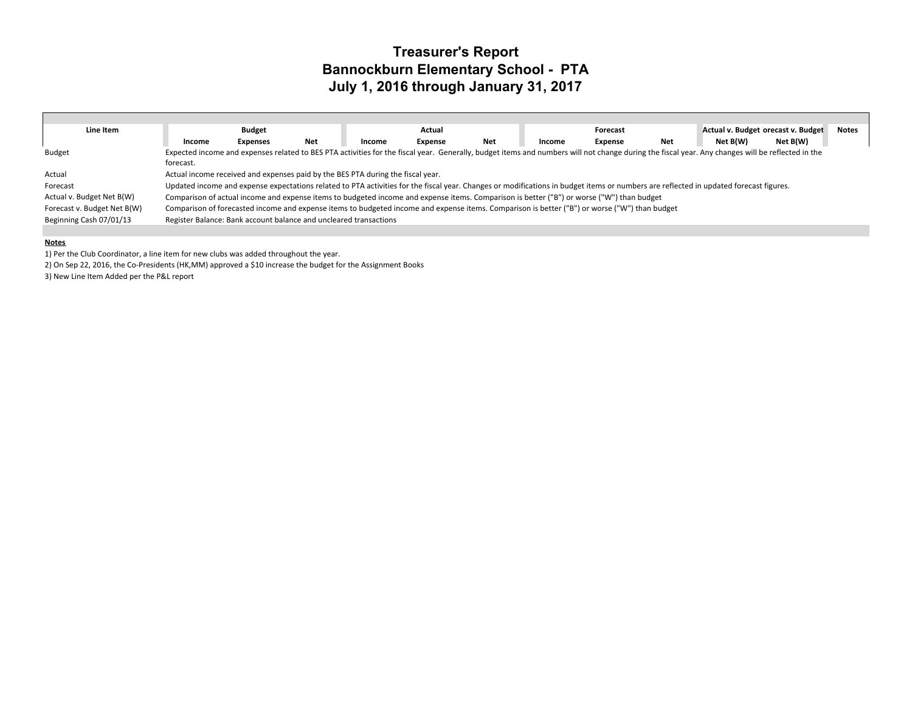# Treasurer's Report
# Bannockburn Elementary School - PTA
# July 1, 2016 through January 31, 2017

| Line Item | Budget | | | Actual | | | Forecast | | | Actual v. Budget | orecast v. Budget | Notes |
|---|---|---|---|---|---|---|---|---|---|---|---|---|
| | Income | Expenses | Net | Income | Expense | Net | Income | Expense | Net | Net B(W) | Net B(W) | |
| Budget | Expected income and expenses related to BES PTA activities for the fiscal year. Generally, budget items and numbers will not change during the fiscal year. Any changes will be reflected in the forecast. | | | | | | | | | | | |
| Actual | Actual income received and expenses paid by the BES PTA during the fiscal year. | | | | | | | | | | | |
| Forecast | Updated income and expense expectations related to PTA activities for the fiscal year. Changes or modifications in budget items or numbers are reflected in updated forecast figures. | | | | | | | | | | | |
| Actual v. Budget Net B(W) | Comparison of actual income and expense items to budgeted income and expense items. Comparison is better ("B") or worse ("W") than budget | | | | | | | | | | | |
| Forecast v. Budget Net B(W) | Comparison of forecasted income and expense items to budgeted income and expense items. Comparison is better ("B") or worse ("W") than budget | | | | | | | | | | | |
| Beginning Cash 07/01/13 | Register Balance: Bank account balance and uncleared transactions | | | | | | | | | | | |

**Notes**

1) Per the Club Coordinator, a line item for new clubs was added throughout the year.

2) On Sep 22, 2016, the Co-Presidents (HK,MM) approved a $10 increase the budget for the Assignment Books

3) New Line Item Added per the P&L report